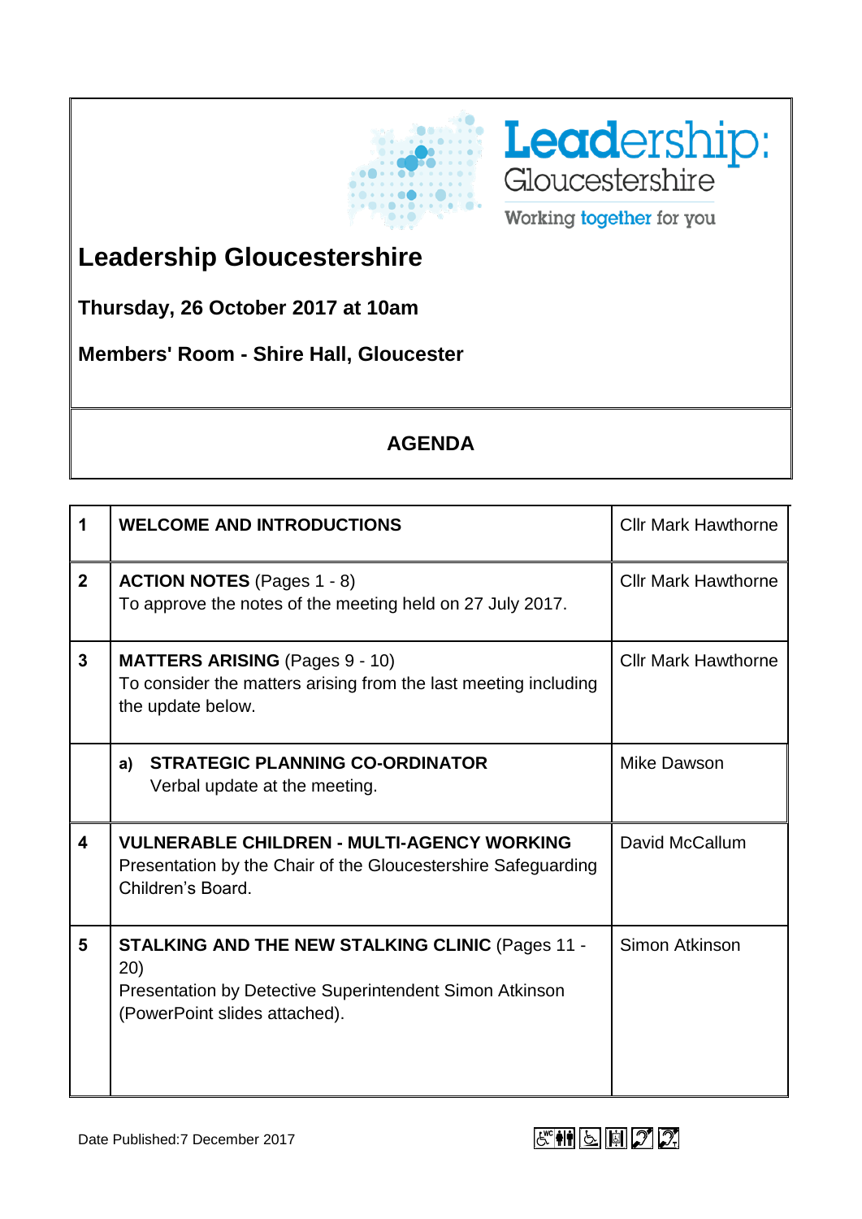Leadership: Gloucestershire

Working together for you

# Leadership Gloucestershire

**Thursday, 26 October 2017 at 10am**

**Members' Room - Shire Hall, Gloucester**

## AGENDA

| | | |
|---|---|---|
| **1** | **WELCOME AND INTRODUCTIONS** | Cllr Mark Hawthorne |
| **2** | **ACTION NOTES** (Pages 1 - 8)<br>To approve the notes of the meeting held on 27 July 2017. | Cllr Mark Hawthorne |
| **3** | **MATTERS ARISING** (Pages 9 - 10)<br>To consider the matters arising from the last meeting including the update below. | Cllr Mark Hawthorne |
| | **a) STRATEGIC PLANNING CO-ORDINATOR**<br>Verbal update at the meeting. | Mike Dawson |
| **4** | **VULNERABLE CHILDREN - MULTI-AGENCY WORKING**<br>Presentation by the Chair of the Gloucestershire Safeguarding Children's Board. | David McCallum |
| **5** | **STALKING AND THE NEW STALKING CLINIC** (Pages 11 - 20)<br>Presentation by Detective Superintendent Simon Atkinson (PowerPoint slides attached). | Simon Atkinson |

Date Published:7 December 2017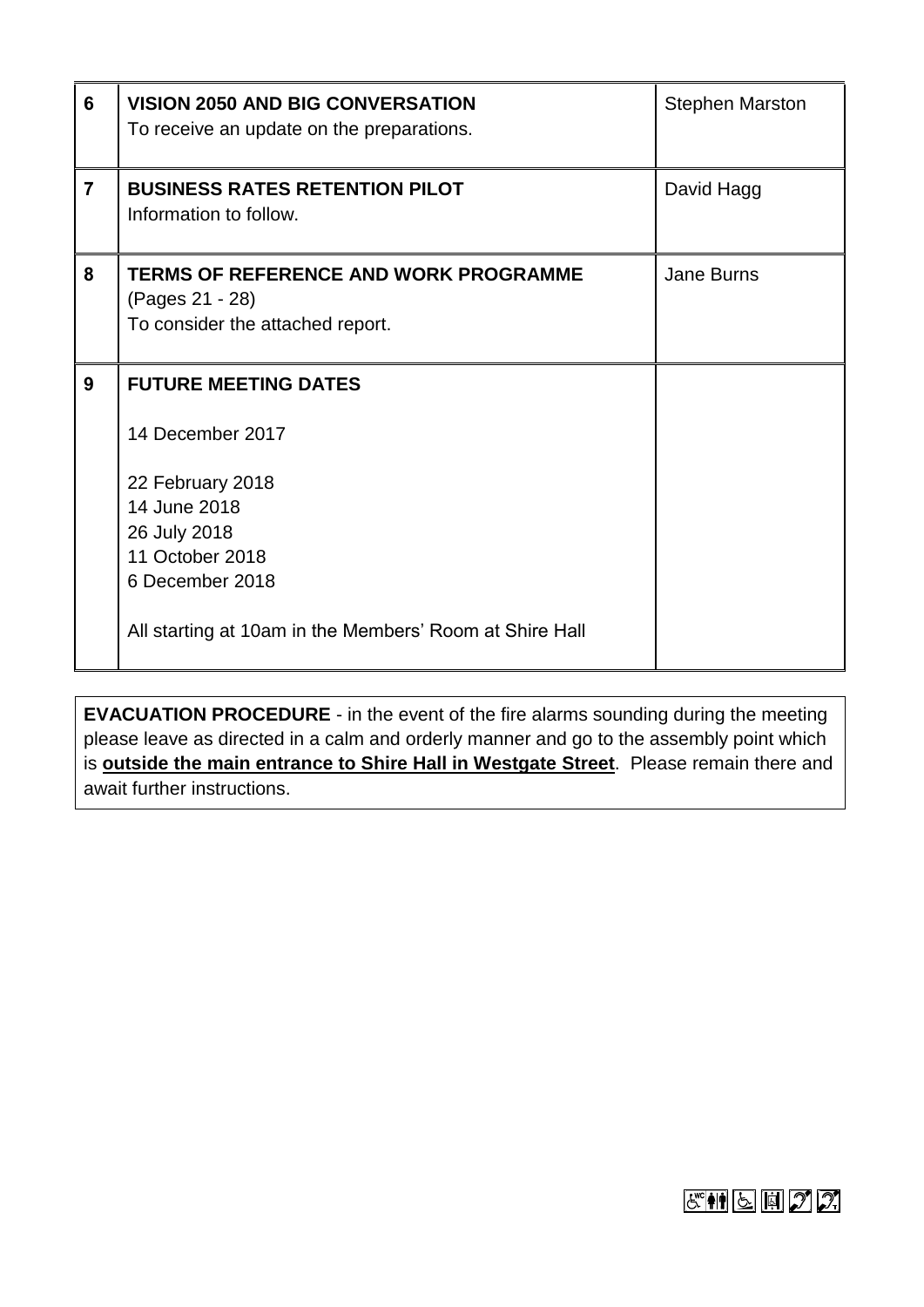| | | |
|---|---|---|
| 6 | **VISION 2050 AND BIG CONVERSATION**<br>To receive an update on the preparations. | Stephen Marston |
| 7 | **BUSINESS RATES RETENTION PILOT**<br>Information to follow. | David Hagg |
| 8 | **TERMS OF REFERENCE AND WORK PROGRAMME**<br>(Pages 21 - 28)<br>To consider the attached report. | Jane Burns |
| 9 | **FUTURE MEETING DATES**<br><br>14 December 2017<br><br>22 February 2018<br>14 June 2018<br>26 July 2018<br>11 October 2018<br>6 December 2018<br><br>All starting at 10am in the Members' Room at Shire Hall | |

**EVACUATION PROCEDURE** - in the event of the fire alarms sounding during the meeting please leave as directed in a calm and orderly manner and go to the assembly point which is **outside the main entrance to Shire Hall in Westgate Street**. Please remain there and await further instructions.